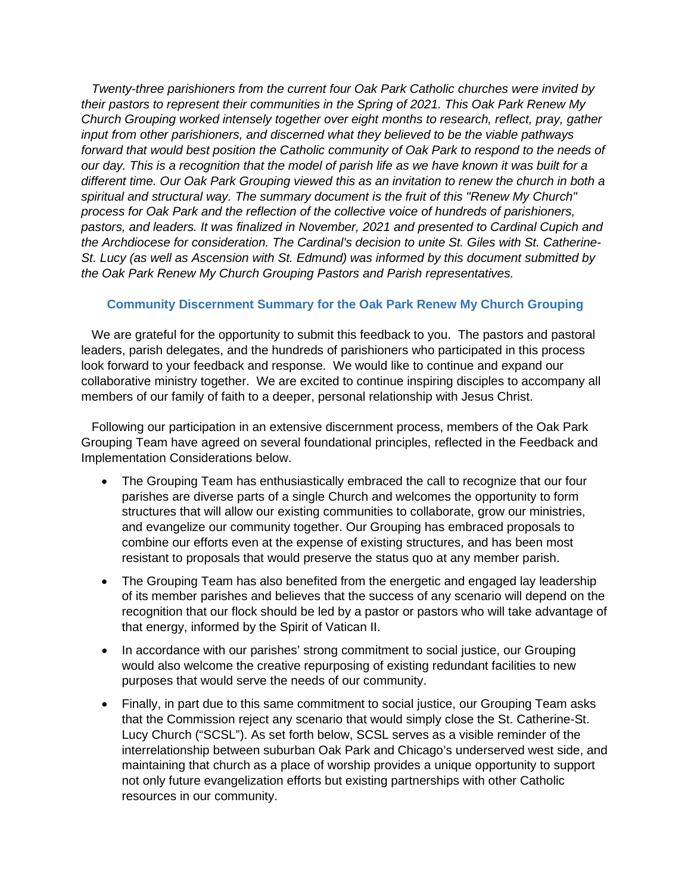*Twenty-three parishioners from the current four Oak Park Catholic churches were invited by their pastors to represent their communities in the Spring of 2021. This Oak Park Renew My Church Grouping worked intensely together over eight months to research, reflect, pray, gather input from other parishioners, and discerned what they believed to be the viable pathways forward that would best position the Catholic community of Oak Park to respond to the needs of our day. This is a recognition that the model of parish life as we have known it was built for a different time. Our Oak Park Grouping viewed this as an invitation to renew the church in both a spiritual and structural way. The summary document is the fruit of this "Renew My Church" process for Oak Park and the reflection of the collective voice of hundreds of parishioners, pastors, and leaders. It was finalized in November, 2021 and presented to Cardinal Cupich and the Archdiocese for consideration. The Cardinal's decision to unite St. Giles with St. Catherine-St. Lucy (as well as Ascension with St. Edmund) was informed by this document submitted by the Oak Park Renew My Church Grouping Pastors and Parish representatives.*

## Community Discernment Summary for the Oak Park Renew My Church Grouping

We are grateful for the opportunity to submit this feedback to you. The pastors and pastoral leaders, parish delegates, and the hundreds of parishioners who participated in this process look forward to your feedback and response. We would like to continue and expand our collaborative ministry together. We are excited to continue inspiring disciples to accompany all members of our family of faith to a deeper, personal relationship with Jesus Christ.

Following our participation in an extensive discernment process, members of the Oak Park Grouping Team have agreed on several foundational principles, reflected in the Feedback and Implementation Considerations below.

- The Grouping Team has enthusiastically embraced the call to recognize that our four parishes are diverse parts of a single Church and welcomes the opportunity to form structures that will allow our existing communities to collaborate, grow our ministries, and evangelize our community together. Our Grouping has embraced proposals to combine our efforts even at the expense of existing structures, and has been most resistant to proposals that would preserve the status quo at any member parish.
- The Grouping Team has also benefited from the energetic and engaged lay leadership of its member parishes and believes that the success of any scenario will depend on the recognition that our flock should be led by a pastor or pastors who will take advantage of that energy, informed by the Spirit of Vatican II.
- In accordance with our parishes' strong commitment to social justice, our Grouping would also welcome the creative repurposing of existing redundant facilities to new purposes that would serve the needs of our community.
- Finally, in part due to this same commitment to social justice, our Grouping Team asks that the Commission reject any scenario that would simply close the St. Catherine-St. Lucy Church ("SCSL"). As set forth below, SCSL serves as a visible reminder of the interrelationship between suburban Oak Park and Chicago's underserved west side, and maintaining that church as a place of worship provides a unique opportunity to support not only future evangelization efforts but existing partnerships with other Catholic resources in our community.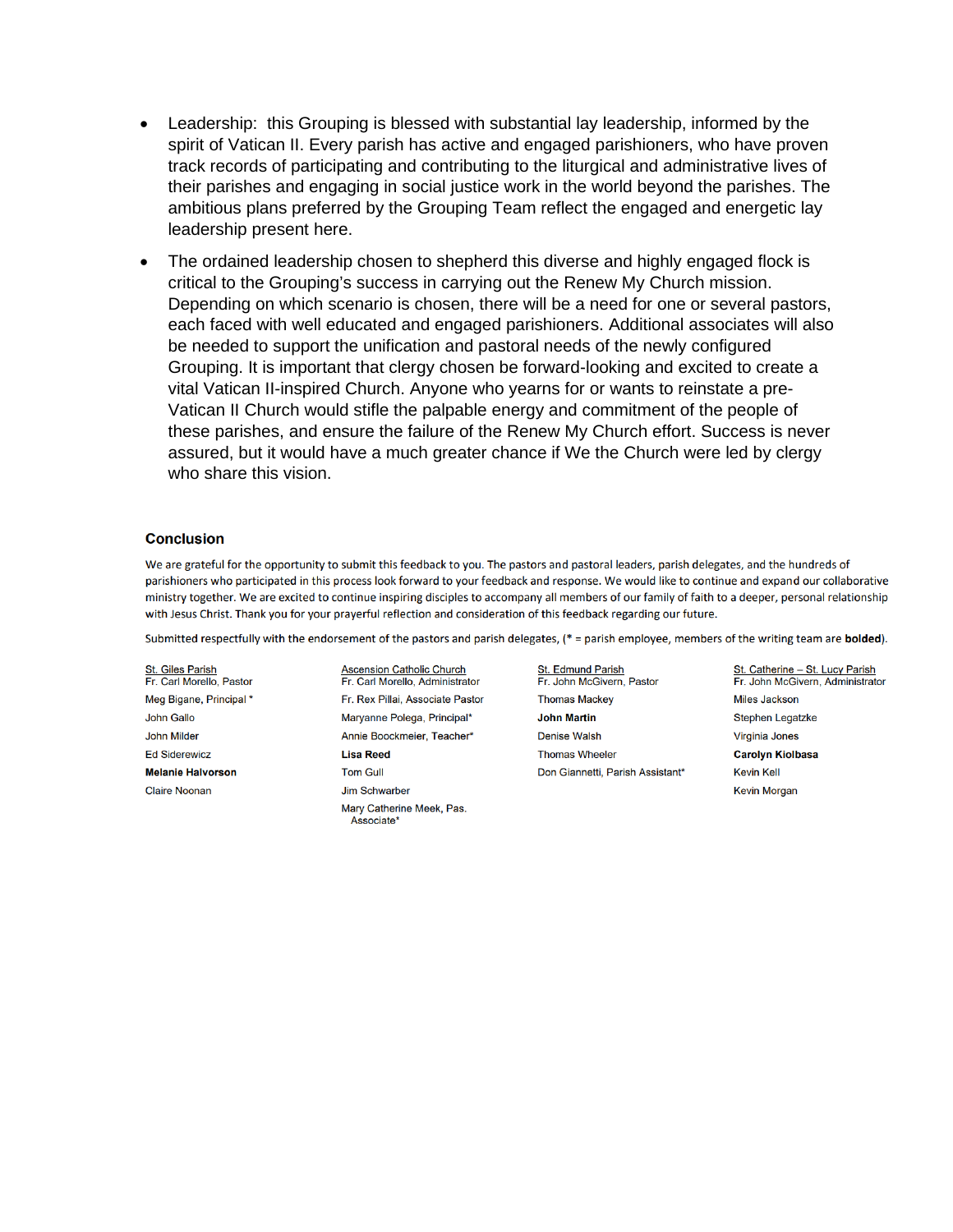- Leadership: this Grouping is blessed with substantial lay leadership, informed by the spirit of Vatican II. Every parish has active and engaged parishioners, who have proven track records of participating and contributing to the liturgical and administrative lives of their parishes and engaging in social justice work in the world beyond the parishes. The ambitious plans preferred by the Grouping Team reflect the engaged and energetic lay leadership present here.
- The ordained leadership chosen to shepherd this diverse and highly engaged flock is critical to the Grouping's success in carrying out the Renew My Church mission. Depending on which scenario is chosen, there will be a need for one or several pastors, each faced with well educated and engaged parishioners. Additional associates will also be needed to support the unification and pastoral needs of the newly configured Grouping. It is important that clergy chosen be forward-looking and excited to create a vital Vatican II-inspired Church. Anyone who yearns for or wants to reinstate a pre-Vatican II Church would stifle the palpable energy and commitment of the people of these parishes, and ensure the failure of the Renew My Church effort. Success is never assured, but it would have a much greater chance if We the Church were led by clergy who share this vision.

### Conclusion

We are grateful for the opportunity to submit this feedback to you. The pastors and pastoral leaders, parish delegates, and the hundreds of parishioners who participated in this process look forward to your feedback and response. We would like to continue and expand our collaborative ministry together. We are excited to continue inspiring disciples to accompany all members of our family of faith to a deeper, personal relationship with Jesus Christ. Thank you for your prayerful reflection and consideration of this feedback regarding our future.

Submitted respectfully with the endorsement of the pastors and parish delegates, (* = parish employee, members of the writing team are **bolded**).

| | | | |
|---|---|---|---|
| St. Giles Parish<br>Fr. Carl Morello, Pastor | Ascension Catholic Church<br>Fr. Carl Morello, Administrator | St. Edmund Parish<br>Fr. John McGivern, Pastor | St. Catherine – St. Lucy Parish<br>Fr. John McGivern, Administrator |
| Meg Bigane, Principal * | Fr. Rex Pillai, Associate Pastor | Thomas Mackey | Miles Jackson |
| John Gallo | Maryanne Polega, Principal* | **John Martin** | Stephen Legatzke |
| John Milder | Annie Boockmeier, Teacher* | Denise Walsh | Virginia Jones |
| Ed Siderewicz | **Lisa Reed** | Thomas Wheeler | **Carolyn Kiolbasa** |
| **Melanie Halvorson** | Tom Gull | Don Giannetti, Parish Assistant* | Kevin Kell |
| Claire Noonan | Jim Schwarber | | Kevin Morgan |
| | Mary Catherine Meek, Pas. Associate* | | |